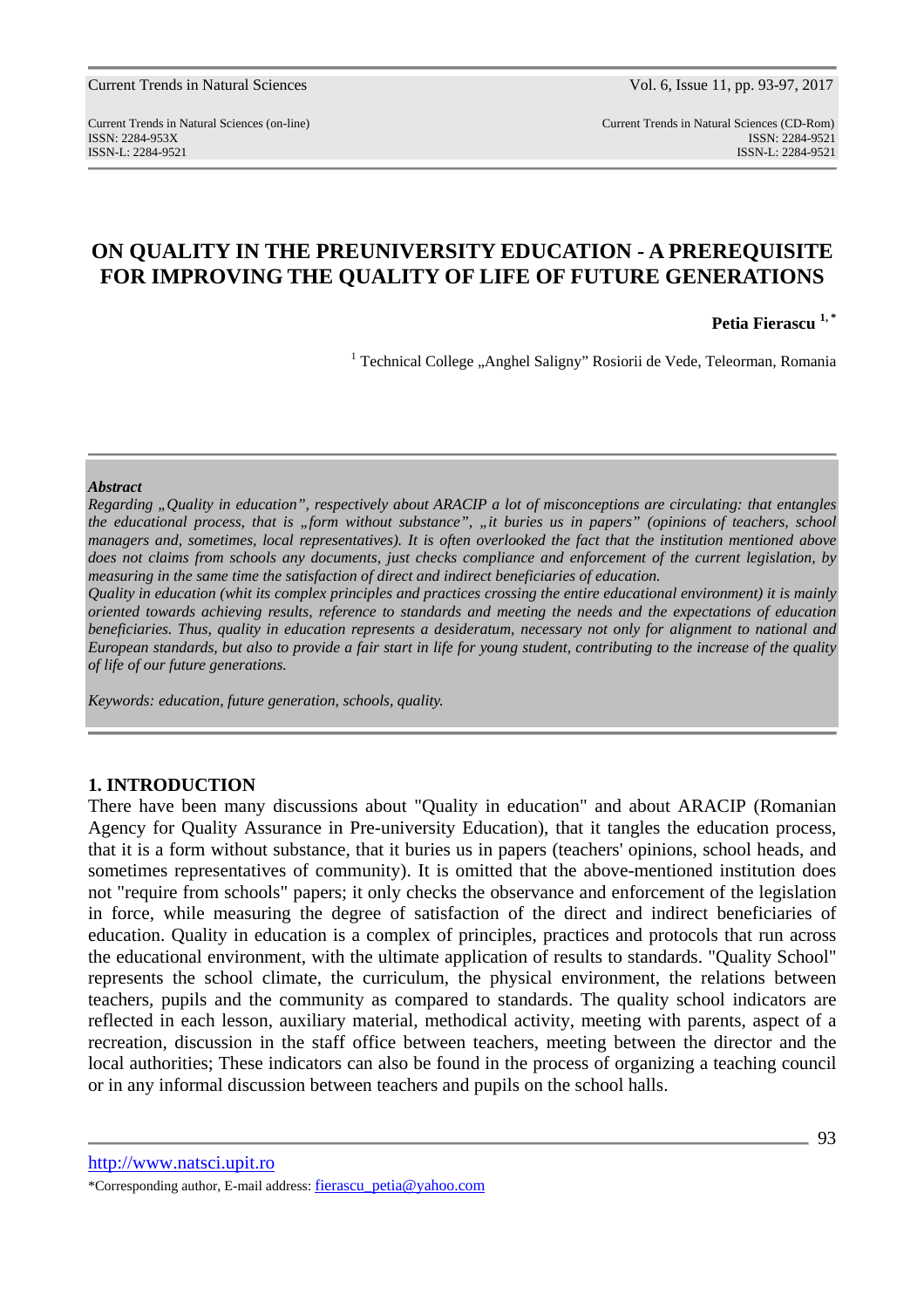# ON QUALITY IN THE PREUNIVERSITY EDUCATION - A PREREQUISITE FOR IMPROVING THE QUALITY OF LIFE OF FUTURE GENERATIONS

**Petia Fierascu** [1,*]

[1] Technical College „Anghel Saligny" Rosiorii de Vede, Teleorman, Romania

***Abstract***

*Regarding „Quality in education", respectively about ARACIP a lot of misconceptions are circulating: that entangles the educational process, that is „form without substance", „it buries us in papers" (opinions of teachers, school managers and, sometimes, local representatives). It is often overlooked the fact that the institution mentioned above does not claims from schools any documents, just checks compliance and enforcement of the current legislation, by measuring in the same time the satisfaction of direct and indirect beneficiaries of education.*

*Quality in education (whit its complex principles and practices crossing the entire educational environment) it is mainly oriented towards achieving results, reference to standards and meeting the needs and the expectations of education beneficiaries. Thus, quality in education represents a desideratum, necessary not only for alignment to national and European standards, but also to provide a fair start in life for young student, contributing to the increase of the quality of life of our future generations.*

*Keywords: education, future generation, schools, quality.*

## 1. INTRODUCTION

There have been many discussions about "Quality in education" and about ARACIP (Romanian Agency for Quality Assurance in Pre-university Education), that it tangles the education process, that it is a form without substance, that it buries us in papers (teachers' opinions, school heads, and sometimes representatives of community). It is omitted that the above-mentioned institution does not "require from schools" papers; it only checks the observance and enforcement of the legislation in force, while measuring the degree of satisfaction of the direct and indirect beneficiaries of education. Quality in education is a complex of principles, practices and protocols that run across the educational environment, with the ultimate application of results to standards. "Quality School" represents the school climate, the curriculum, the physical environment, the relations between teachers, pupils and the community as compared to standards. The quality school indicators are reflected in each lesson, auxiliary material, methodical activity, meeting with parents, aspect of a recreation, discussion in the staff office between teachers, meeting between the director and the local authorities; These indicators can also be found in the process of organizing a teaching council or in any informal discussion between teachers and pupils on the school halls.

http://www.natsci.upit.ro

*Corresponding author, E-mail address: fierascu_petia@yahoo.com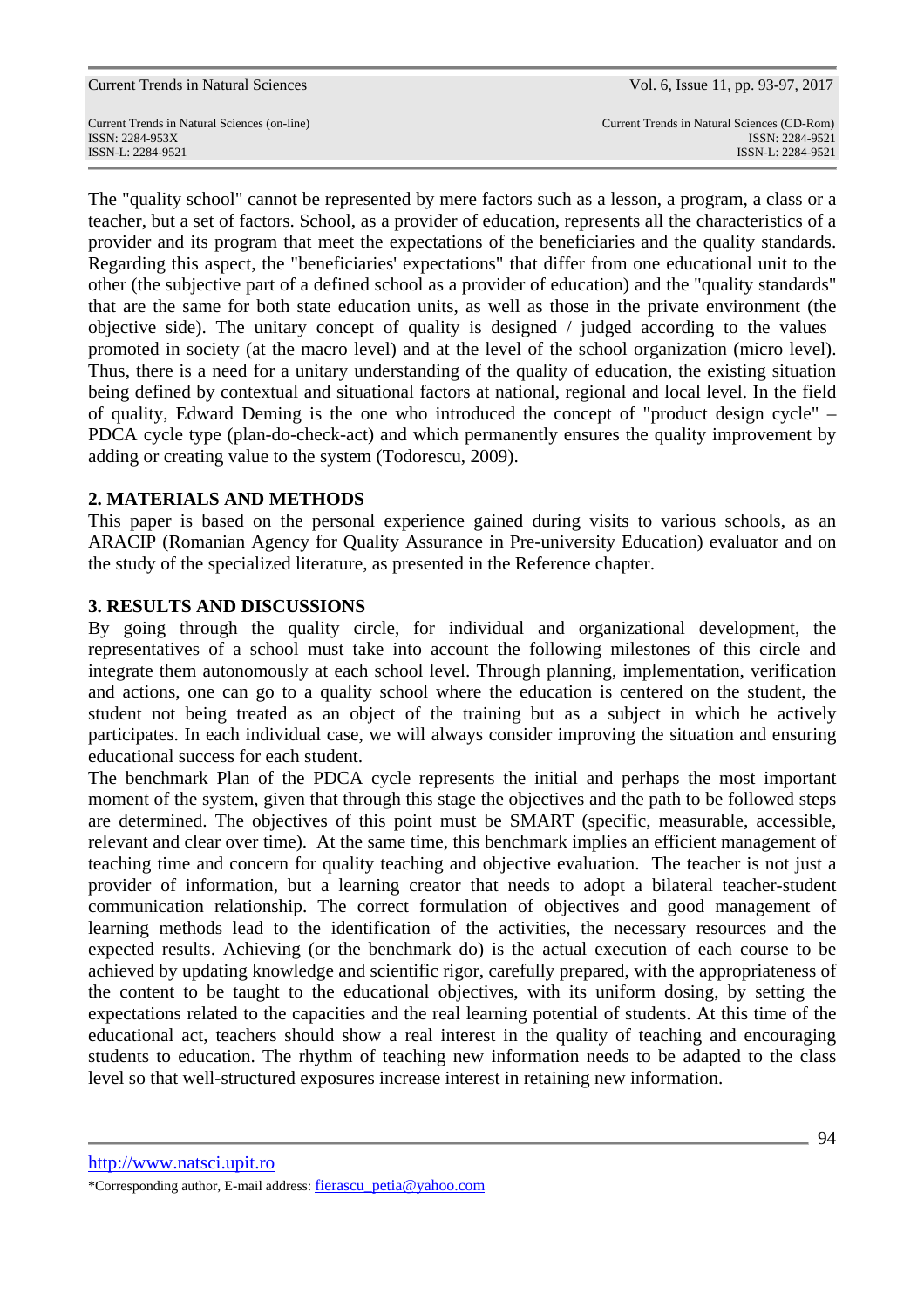The "quality school" cannot be represented by mere factors such as a lesson, a program, a class or a teacher, but a set of factors. School, as a provider of education, represents all the characteristics of a provider and its program that meet the expectations of the beneficiaries and the quality standards. Regarding this aspect, the "beneficiaries' expectations" that differ from one educational unit to the other (the subjective part of a defined school as a provider of education) and the "quality standards" that are the same for both state education units, as well as those in the private environment (the objective side). The unitary concept of quality is designed / judged according to the values promoted in society (at the macro level) and at the level of the school organization (micro level). Thus, there is a need for a unitary understanding of the quality of education, the existing situation being defined by contextual and situational factors at national, regional and local level. In the field of quality, Edward Deming is the one who introduced the concept of "product design cycle" – PDCA cycle type (plan-do-check-act) and which permanently ensures the quality improvement by adding or creating value to the system (Todorescu, 2009).

## 2. MATERIALS AND METHODS

This paper is based on the personal experience gained during visits to various schools, as an ARACIP (Romanian Agency for Quality Assurance in Pre-university Education) evaluator and on the study of the specialized literature, as presented in the Reference chapter.

## 3. RESULTS AND DISCUSSIONS

By going through the quality circle, for individual and organizational development, the representatives of a school must take into account the following milestones of this circle and integrate them autonomously at each school level. Through planning, implementation, verification and actions, one can go to a quality school where the education is centered on the student, the student not being treated as an object of the training but as a subject in which he actively participates. In each individual case, we will always consider improving the situation and ensuring educational success for each student.

The benchmark Plan of the PDCA cycle represents the initial and perhaps the most important moment of the system, given that through this stage the objectives and the path to be followed steps are determined. The objectives of this point must be SMART (specific, measurable, accessible, relevant and clear over time). At the same time, this benchmark implies an efficient management of teaching time and concern for quality teaching and objective evaluation. The teacher is not just a provider of information, but a learning creator that needs to adopt a bilateral teacher-student communication relationship. The correct formulation of objectives and good management of learning methods lead to the identification of the activities, the necessary resources and the expected results. Achieving (or the benchmark do) is the actual execution of each course to be achieved by updating knowledge and scientific rigor, carefully prepared, with the appropriateness of the content to be taught to the educational objectives, with its uniform dosing, by setting the expectations related to the capacities and the real learning potential of students. At this time of the educational act, teachers should show a real interest in the quality of teaching and encouraging students to education. The rhythm of teaching new information needs to be adapted to the class level so that well-structured exposures increase interest in retaining new information.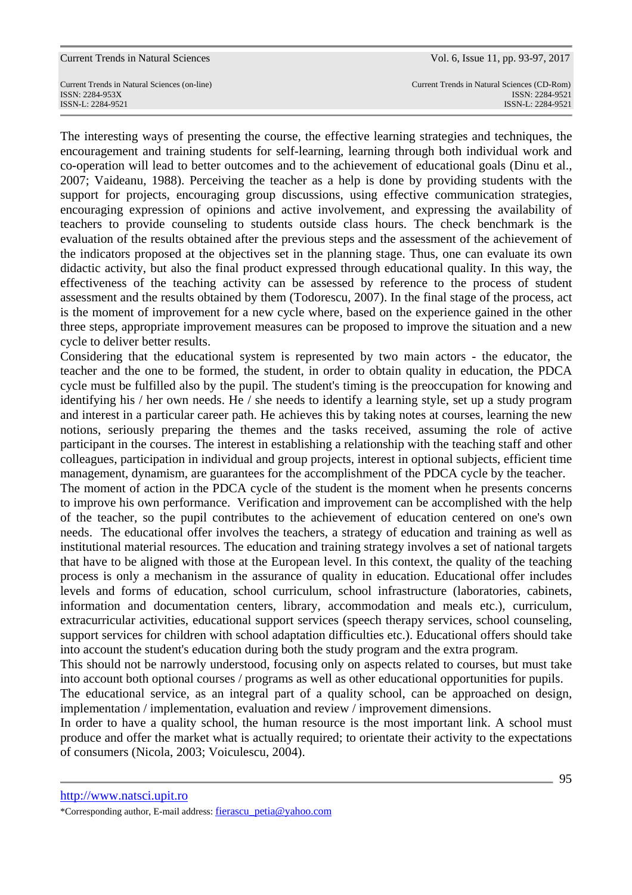The interesting ways of presenting the course, the effective learning strategies and techniques, the encouragement and training students for self-learning, learning through both individual work and co-operation will lead to better outcomes and to the achievement of educational goals (Dinu et al., 2007; Vaideanu, 1988). Perceiving the teacher as a help is done by providing students with the support for projects, encouraging group discussions, using effective communication strategies, encouraging expression of opinions and active involvement, and expressing the availability of teachers to provide counseling to students outside class hours. The check benchmark is the evaluation of the results obtained after the previous steps and the assessment of the achievement of the indicators proposed at the objectives set in the planning stage. Thus, one can evaluate its own didactic activity, but also the final product expressed through educational quality. In this way, the effectiveness of the teaching activity can be assessed by reference to the process of student assessment and the results obtained by them (Todorescu, 2007). In the final stage of the process, act is the moment of improvement for a new cycle where, based on the experience gained in the other three steps, appropriate improvement measures can be proposed to improve the situation and a new cycle to deliver better results.

Considering that the educational system is represented by two main actors - the educator, the teacher and the one to be formed, the student, in order to obtain quality in education, the PDCA cycle must be fulfilled also by the pupil. The student's timing is the preoccupation for knowing and identifying his / her own needs. He / she needs to identify a learning style, set up a study program and interest in a particular career path. He achieves this by taking notes at courses, learning the new notions, seriously preparing the themes and the tasks received, assuming the role of active participant in the courses. The interest in establishing a relationship with the teaching staff and other colleagues, participation in individual and group projects, interest in optional subjects, efficient time management, dynamism, are guarantees for the accomplishment of the PDCA cycle by the teacher.

The moment of action in the PDCA cycle of the student is the moment when he presents concerns to improve his own performance. Verification and improvement can be accomplished with the help of the teacher, so the pupil contributes to the achievement of education centered on one's own needs. The educational offer involves the teachers, a strategy of education and training as well as institutional material resources. The education and training strategy involves a set of national targets that have to be aligned with those at the European level. In this context, the quality of the teaching process is only a mechanism in the assurance of quality in education. Educational offer includes levels and forms of education, school curriculum, school infrastructure (laboratories, cabinets, information and documentation centers, library, accommodation and meals etc.), curriculum, extracurricular activities, educational support services (speech therapy services, school counseling, support services for children with school adaptation difficulties etc.). Educational offers should take into account the student's education during both the study program and the extra program.

This should not be narrowly understood, focusing only on aspects related to courses, but must take into account both optional courses / programs as well as other educational opportunities for pupils.

The educational service, as an integral part of a quality school, can be approached on design, implementation / implementation, evaluation and review / improvement dimensions.

In order to have a quality school, the human resource is the most important link. A school must produce and offer the market what is actually required; to orientate their activity to the expectations of consumers (Nicola, 2003; Voiculescu, 2004).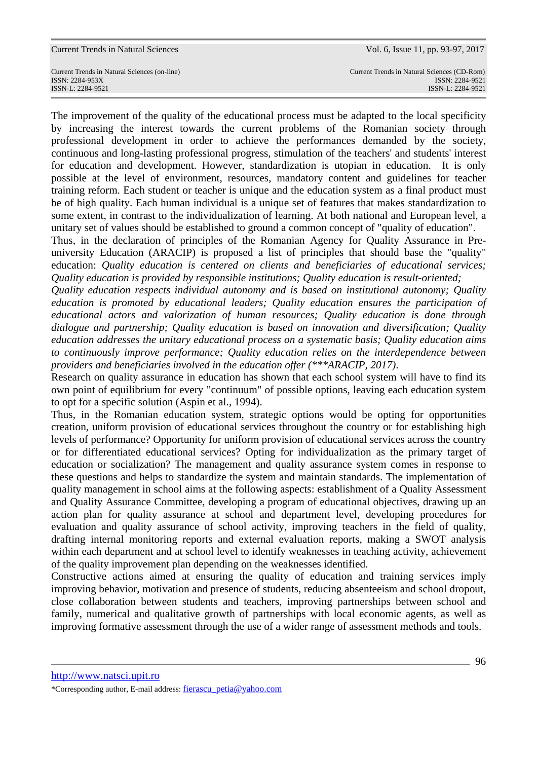The improvement of the quality of the educational process must be adapted to the local specificity by increasing the interest towards the current problems of the Romanian society through professional development in order to achieve the performances demanded by the society, continuous and long-lasting professional progress, stimulation of the teachers' and students' interest for education and development. However, standardization is utopian in education. It is only possible at the level of environment, resources, mandatory content and guidelines for teacher training reform. Each student or teacher is unique and the education system as a final product must be of high quality. Each human individual is a unique set of features that makes standardization to some extent, in contrast to the individualization of learning. At both national and European level, a unitary set of values should be established to ground a common concept of "quality of education".

Thus, in the declaration of principles of the Romanian Agency for Quality Assurance in Pre-university Education (ARACIP) is proposed a list of principles that should base the "quality" education: *Quality education is centered on clients and beneficiaries of educational services; Quality education is provided by responsible institutions; Quality education is result-oriented; Quality education respects individual autonomy and is based on institutional autonomy; Quality education is promoted by educational leaders; Quality education ensures the participation of educational actors and valorization of human resources; Quality education is done through dialogue and partnership; Quality education is based on innovation and diversification; Quality education addresses the unitary educational process on a systematic basis; Quality education aims to continuously improve performance; Quality education relies on the interdependence between providers and beneficiaries involved in the education offer (\*\*\*ARACIP, 2017).*

Research on quality assurance in education has shown that each school system will have to find its own point of equilibrium for every "continuum" of possible options, leaving each education system to opt for a specific solution (Aspin et al., 1994).

Thus, in the Romanian education system, strategic options would be opting for opportunities creation, uniform provision of educational services throughout the country or for establishing high levels of performance? Opportunity for uniform provision of educational services across the country or for differentiated educational services? Opting for individualization as the primary target of education or socialization? The management and quality assurance system comes in response to these questions and helps to standardize the system and maintain standards. The implementation of quality management in school aims at the following aspects: establishment of a Quality Assessment and Quality Assurance Committee, developing a program of educational objectives, drawing up an action plan for quality assurance at school and department level, developing procedures for evaluation and quality assurance of school activity, improving teachers in the field of quality, drafting internal monitoring reports and external evaluation reports, making a SWOT analysis within each department and at school level to identify weaknesses in teaching activity, achievement of the quality improvement plan depending on the weaknesses identified.

Constructive actions aimed at ensuring the quality of education and training services imply improving behavior, motivation and presence of students, reducing absenteeism and school dropout, close collaboration between students and teachers, improving partnerships between school and family, numerical and qualitative growth of partnerships with local economic agents, as well as improving formative assessment through the use of a wider range of assessment methods and tools.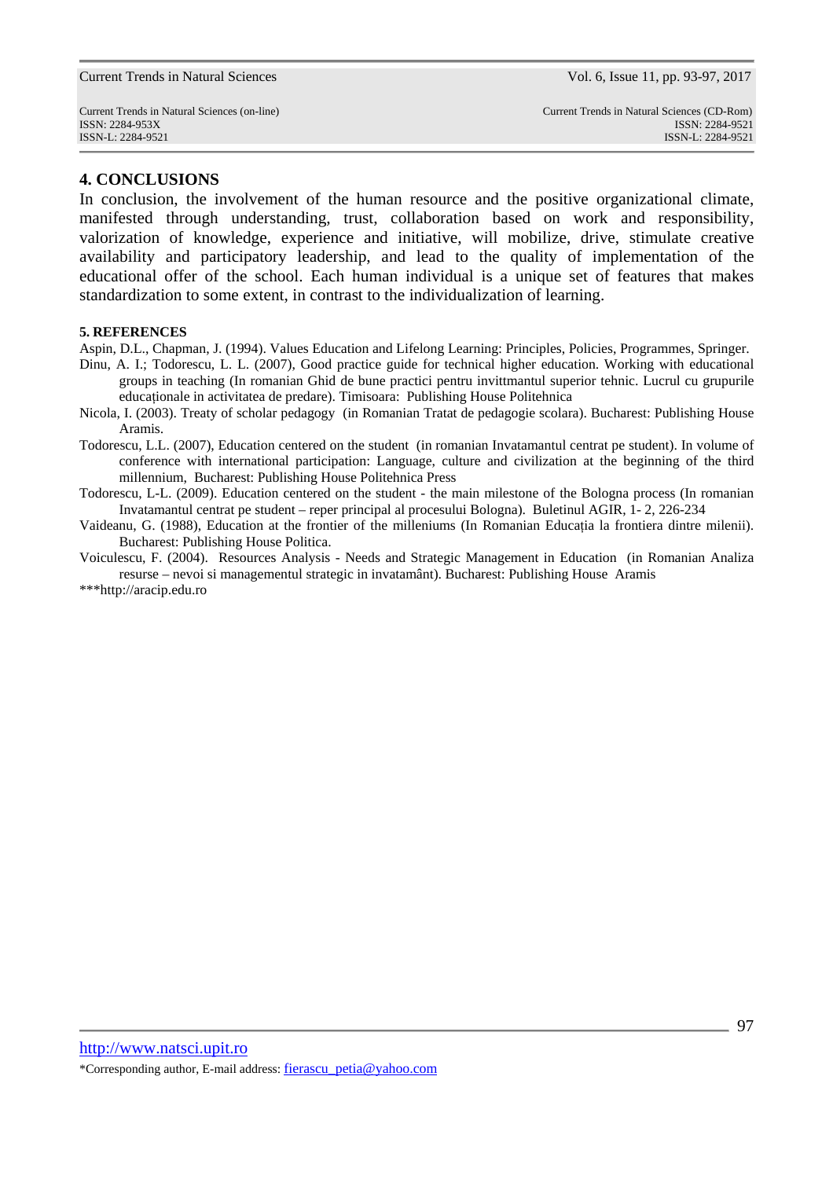## 4. CONCLUSIONS

In conclusion, the involvement of the human resource and the positive organizational climate, manifested through understanding, trust, collaboration based on work and responsibility, valorization of knowledge, experience and initiative, will mobilize, drive, stimulate creative availability and participatory leadership, and lead to the quality of implementation of the educational offer of the school. Each human individual is a unique set of features that makes standardization to some extent, in contrast to the individualization of learning.

## 5. REFERENCES

Aspin, D.L., Chapman, J. (1994). Values Education and Lifelong Learning: Principles, Policies, Programmes, Springer.

Dinu, A. I.; Todorescu, L. L. (2007), Good practice guide for technical higher education. Working with educational groups in teaching (In romanian Ghid de bune practici pentru invittmantul superior tehnic. Lucrul cu grupurile educaționale in activitatea de predare). Timisoara: Publishing House Politehnica

Nicola, I. (2003). Treaty of scholar pedagogy (in Romanian Tratat de pedagogie scolara). Bucharest: Publishing House Aramis.

Todorescu, L.L. (2007), Education centered on the student (in romanian Invatamantul centrat pe student). In volume of conference with international participation: Language, culture and civilization at the beginning of the third millennium, Bucharest: Publishing House Politehnica Press

Todorescu, L-L. (2009). Education centered on the student - the main milestone of the Bologna process (In romanian Invatamantul centrat pe student – reper principal al procesului Bologna). Buletinul AGIR, 1- 2, 226-234

Vaideanu, G. (1988), Education at the frontier of the milleniums (In Romanian Educația la frontiera dintre milenii). Bucharest: Publishing House Politica.

Voiculescu, F. (2004). Resources Analysis - Needs and Strategic Management in Education (in Romanian Analiza resurse – nevoi si managementul strategic in invatamânt). Bucharest: Publishing House Aramis

***http://aracip.edu.ro

http://www.natsci.upit.ro

*Corresponding author, E-mail address: fierascu_petia@yahoo.com